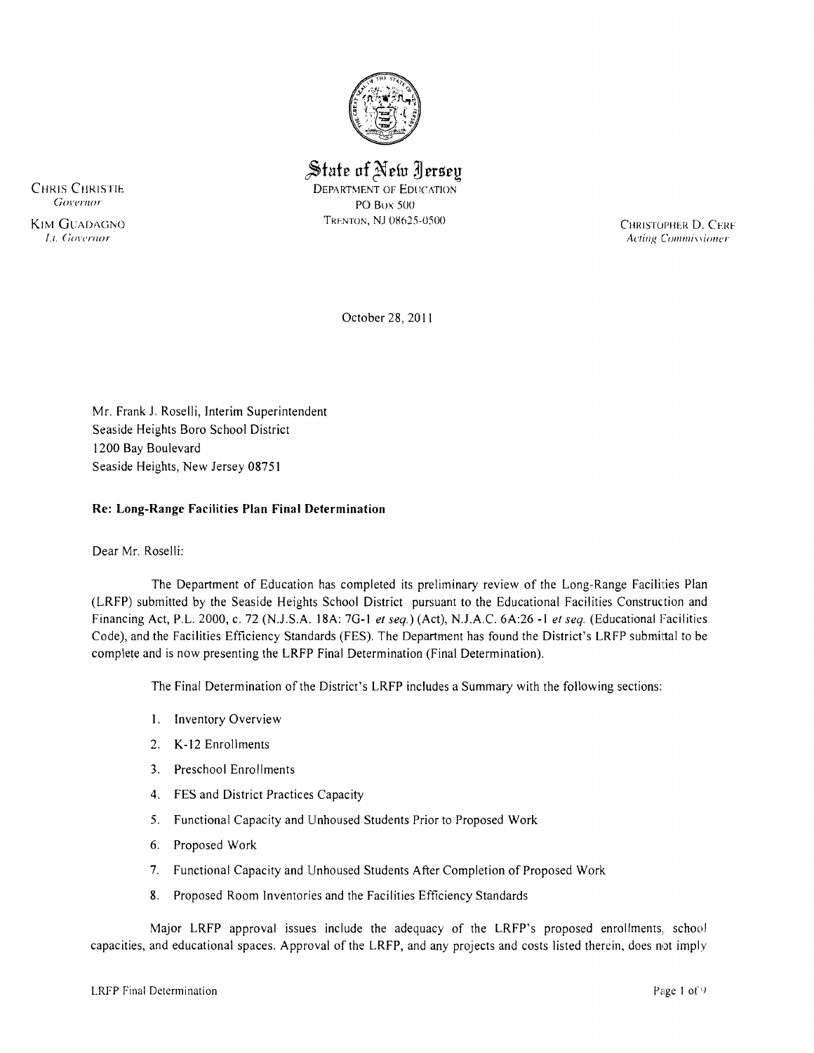# State of New Jersey

DEPARTMENT OF EDUCATION
PO BOX 500
TRENTON, NJ 08625-0500

CHRIS CHRISTIE
*Governor*

KIM GUADAGNO
*Lt. Governor*

CHRISTOPHER D. CERF
*Acting Commissioner*

October 28, 2011

Mr. Frank J. Roselli, Interim Superintendent
Seaside Heights Boro School District
1200 Bay Boulevard
Seaside Heights, New Jersey 08751

**Re: Long-Range Facilities Plan Final Determination**

Dear Mr. Roselli:

The Department of Education has completed its preliminary review of the Long-Range Facilities Plan (LRFP) submitted by the Seaside Heights School District pursuant to the Educational Facilities Construction and Financing Act, P.L. 2000, c. 72 (N.J.S.A. 18A: 7G-1 *et seq.*) (Act), N.J.A.C. 6A:26 -1 *et seq.* (Educational Facilities Code), and the Facilities Efficiency Standards (FES). The Department has found the District's LRFP submittal to be complete and is now presenting the LRFP Final Determination (Final Determination).

The Final Determination of the District's LRFP includes a Summary with the following sections:

1. Inventory Overview
2. K-12 Enrollments
3. Preschool Enrollments
4. FES and District Practices Capacity
5. Functional Capacity and Unhoused Students Prior to Proposed Work
6. Proposed Work
7. Functional Capacity and Unhoused Students After Completion of Proposed Work
8. Proposed Room Inventories and the Facilities Efficiency Standards

Major LRFP approval issues include the adequacy of the LRFP's proposed enrollments, school capacities, and educational spaces. Approval of the LRFP, and any projects and costs listed therein, does not imply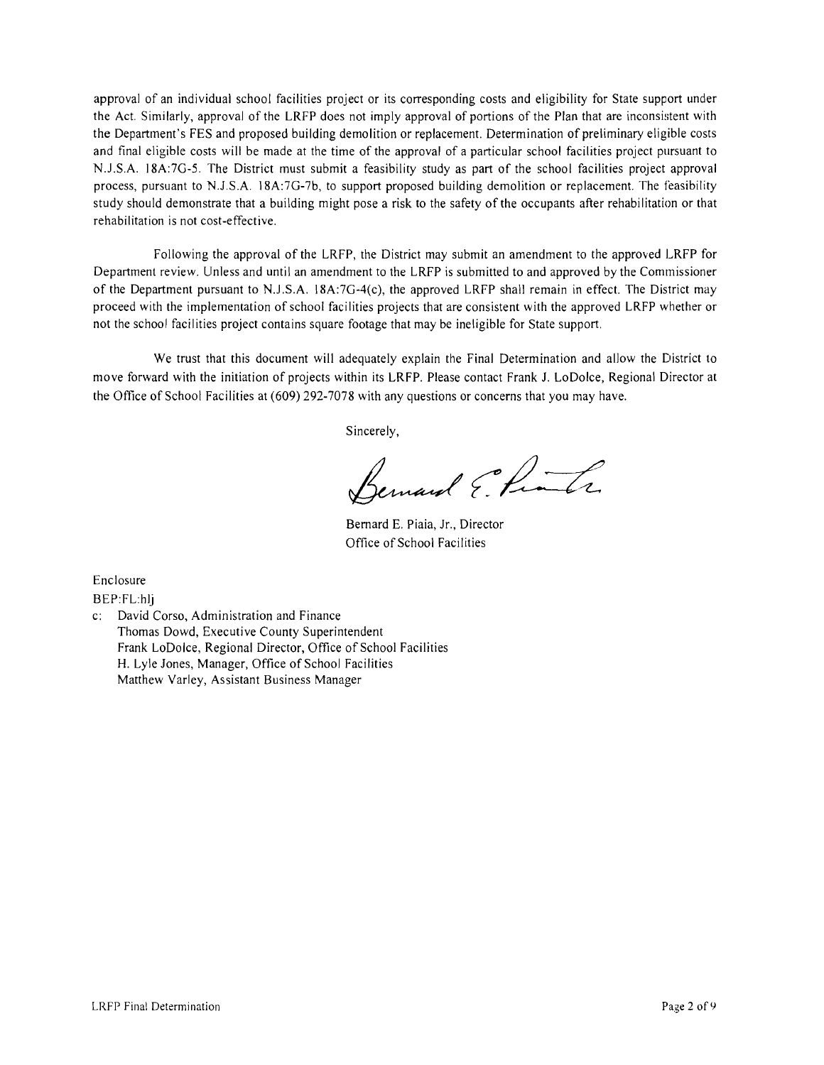approval of an individual school facilities project or its corresponding costs and eligibility for State support under the Act. Similarly, approval of the LRFP does not imply approval of portions of the Plan that are inconsistent with the Department's FES and proposed building demolition or replacement. Determination of preliminary eligible costs and final eligible costs will be made at the time of the approval of a particular school facilities project pursuant to N.J.S.A. 18A:7G-5. The District must submit a feasibility study as part of the school facilities project approval process, pursuant to N.J.S.A. 18A:7G-7b, to support proposed building demolition or replacement. The feasibility study should demonstrate that a building might pose a risk to the safety of the occupants after rehabilitation or that rehabilitation is not cost-effective.

Following the approval of the LRFP, the District may submit an amendment to the approved LRFP for Department review. Unless and until an amendment to the LRFP is submitted to and approved by the Commissioner of the Department pursuant to N.J.S.A. 18A:7G-4(c), the approved LRFP shall remain in effect. The District may proceed with the implementation of school facilities projects that are consistent with the approved LRFP whether or not the school facilities project contains square footage that may be ineligible for State support.

We trust that this document will adequately explain the Final Determination and allow the District to move forward with the initiation of projects within its LRFP. Please contact Frank J. LoDolce, Regional Director at the Office of School Facilities at (609) 292-7078 with any questions or concerns that you may have.

Sincerely,

Bernard E. Piaia, Jr., Director
Office of School Facilities

Enclosure
BEP:FL:hlj
c: David Corso, Administration and Finance
Thomas Dowd, Executive County Superintendent
Frank LoDolce, Regional Director, Office of School Facilities
H. Lyle Jones, Manager, Office of School Facilities
Matthew Varley, Assistant Business Manager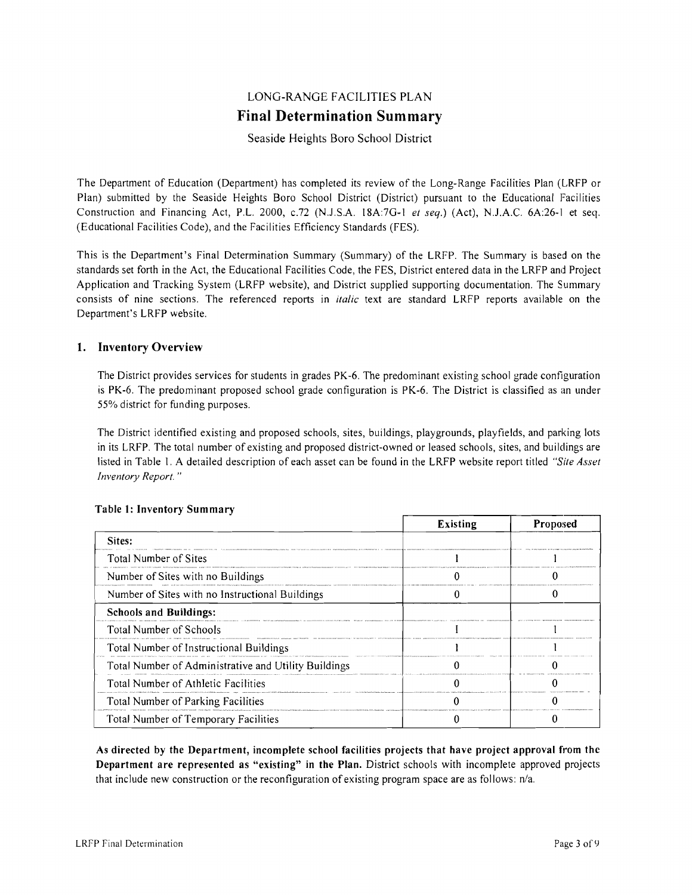# LONG-RANGE FACILITIES PLAN

## Final Determination Summary

Seaside Heights Boro School District

The Department of Education (Department) has completed its review of the Long-Range Facilities Plan (LRFP or Plan) submitted by the Seaside Heights Boro School District (District) pursuant to the Educational Facilities Construction and Financing Act, P.L. 2000, c.72 (N.J.S.A. 18A:7G-1 *et seq.*) (Act), N.J.A.C. 6A:26-1 et seq. (Educational Facilities Code), and the Facilities Efficiency Standards (FES).

This is the Department's Final Determination Summary (Summary) of the LRFP. The Summary is based on the standards set forth in the Act, the Educational Facilities Code, the FES, District entered data in the LRFP and Project Application and Tracking System (LRFP website), and District supplied supporting documentation. The Summary consists of nine sections. The referenced reports in *italic* text are standard LRFP reports available on the Department's LRFP website.

### 1. Inventory Overview

The District provides services for students in grades PK-6. The predominant existing school grade configuration is PK-6. The predominant proposed school grade configuration is PK-6. The District is classified as an under 55% district for funding purposes.

The District identified existing and proposed schools, sites, buildings, playgrounds, playfields, and parking lots in its LRFP. The total number of existing and proposed district-owned or leased schools, sites, and buildings are listed in Table 1. A detailed description of each asset can be found in the LRFP website report titled *"Site Asset Inventory Report."*

**Table 1: Inventory Summary**

| | Existing | Proposed |
|---|---|---|
| **Sites:** | | |
| Total Number of Sites | 1 | 1 |
| Number of Sites with no Buildings | 0 | 0 |
| Number of Sites with no Instructional Buildings | 0 | 0 |
| **Schools and Buildings:** | | |
| Total Number of Schools | 1 | 1 |
| Total Number of Instructional Buildings | 1 | 1 |
| Total Number of Administrative and Utility Buildings | 0 | 0 |
| Total Number of Athletic Facilities | 0 | 0 |
| Total Number of Parking Facilities | 0 | 0 |
| Total Number of Temporary Facilities | 0 | 0 |

**As directed by the Department, incomplete school facilities projects that have project approval from the Department are represented as "existing" in the Plan.** District schools with incomplete approved projects that include new construction or the reconfiguration of existing program space are as follows: n/a.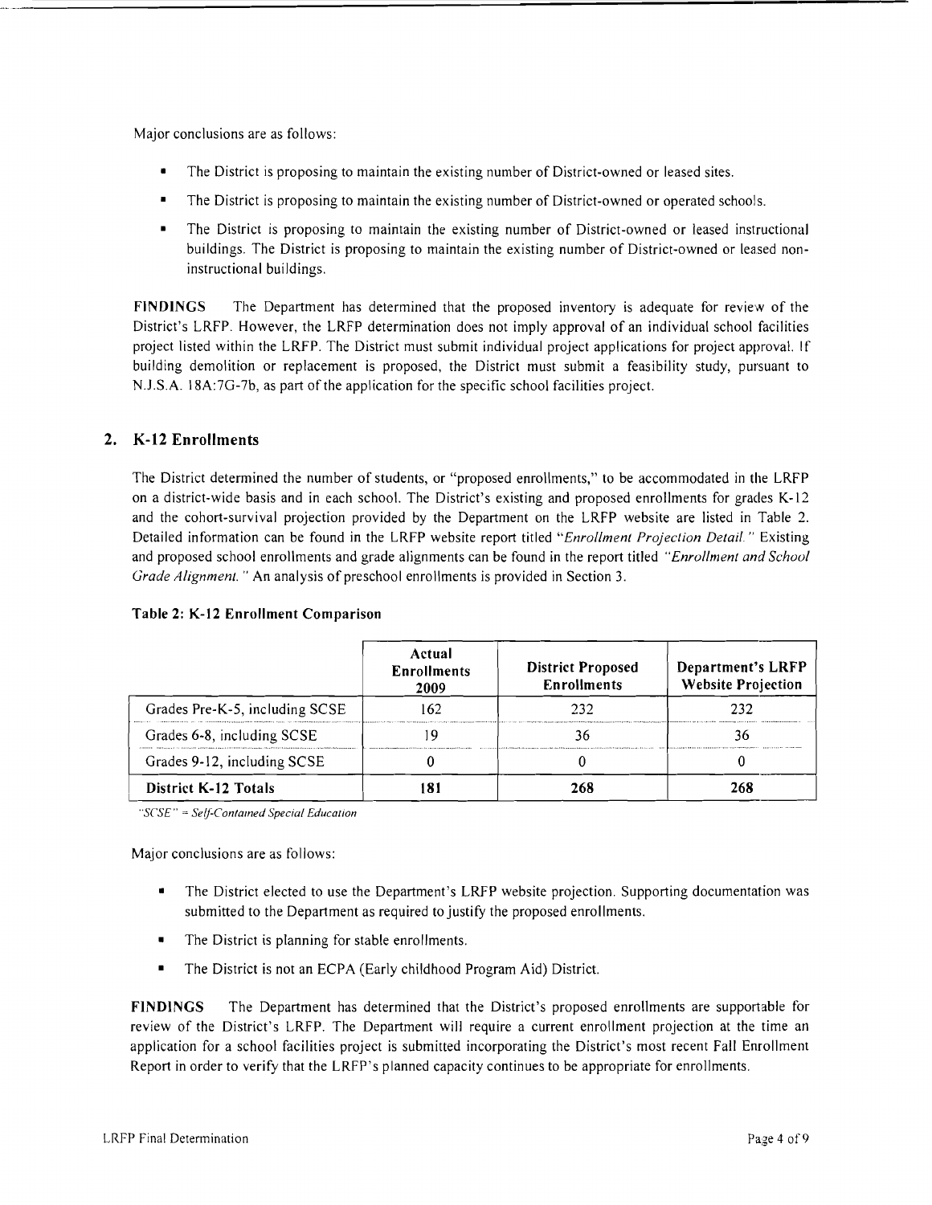Major conclusions are as follows:

- The District is proposing to maintain the existing number of District-owned or leased sites.
- The District is proposing to maintain the existing number of District-owned or operated schools.
- The District is proposing to maintain the existing number of District-owned or leased instructional buildings. The District is proposing to maintain the existing number of District-owned or leased non-instructional buildings.

**FINDINGS** The Department has determined that the proposed inventory is adequate for review of the District's LRFP. However, the LRFP determination does not imply approval of an individual school facilities project listed within the LRFP. The District must submit individual project applications for project approval. If building demolition or replacement is proposed, the District must submit a feasibility study, pursuant to N.J.S.A. 18A:7G-7b, as part of the application for the specific school facilities project.

## 2. K-12 Enrollments

The District determined the number of students, or "proposed enrollments," to be accommodated in the LRFP on a district-wide basis and in each school. The District's existing and proposed enrollments for grades K-12 and the cohort-survival projection provided by the Department on the LRFP website are listed in Table 2. Detailed information can be found in the LRFP website report titled "*Enrollment Projection Detail.*" Existing and proposed school enrollments and grade alignments can be found in the report titled "*Enrollment and School Grade Alignment.*" An analysis of preschool enrollments is provided in Section 3.

**Table 2: K-12 Enrollment Comparison**

| | Actual Enrollments 2009 | District Proposed Enrollments | Department's LRFP Website Projection |
|---|---|---|---|
| Grades Pre-K-5, including SCSE | 162 | 232 | 232 |
| Grades 6-8, including SCSE | 19 | 36 | 36 |
| Grades 9-12, including SCSE | 0 | 0 | 0 |
| **District K-12 Totals** | **181** | **268** | **268** |

*"SCSE" = Self-Contained Special Education*

Major conclusions are as follows:

- The District elected to use the Department's LRFP website projection. Supporting documentation was submitted to the Department as required to justify the proposed enrollments.
- The District is planning for stable enrollments.
- The District is not an ECPA (Early childhood Program Aid) District.

**FINDINGS** The Department has determined that the District's proposed enrollments are supportable for review of the District's LRFP. The Department will require a current enrollment projection at the time an application for a school facilities project is submitted incorporating the District's most recent Fall Enrollment Report in order to verify that the LRFP's planned capacity continues to be appropriate for enrollments.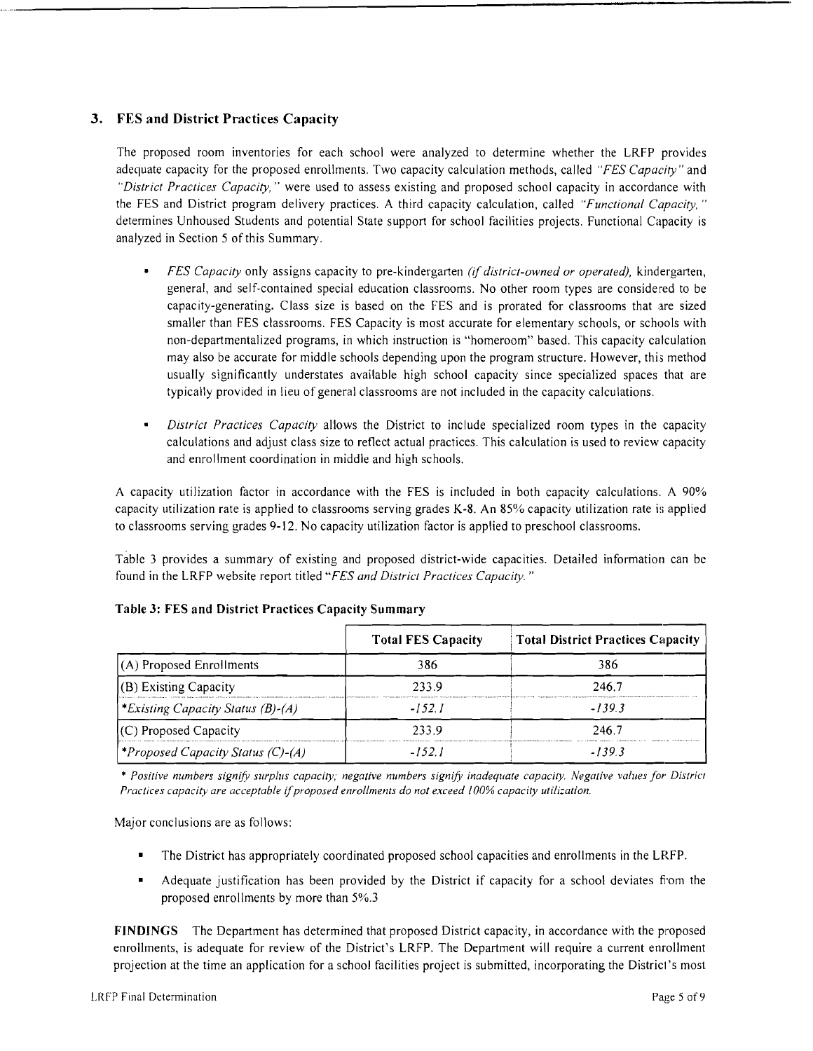## 3. FES and District Practices Capacity

The proposed room inventories for each school were analyzed to determine whether the LRFP provides adequate capacity for the proposed enrollments. Two capacity calculation methods, called *"FES Capacity"* and *"District Practices Capacity,"* were used to assess existing and proposed school capacity in accordance with the FES and District program delivery practices. A third capacity calculation, called *"Functional Capacity,"* determines Unhoused Students and potential State support for school facilities projects. Functional Capacity is analyzed in Section 5 of this Summary.

- *FES Capacity* only assigns capacity to pre-kindergarten *(if district-owned or operated),* kindergarten, general, and self-contained special education classrooms. No other room types are considered to be capacity-generating. Class size is based on the FES and is prorated for classrooms that are sized smaller than FES classrooms. FES Capacity is most accurate for elementary schools, or schools with non-departmentalized programs, in which instruction is "homeroom" based. This capacity calculation may also be accurate for middle schools depending upon the program structure. However, this method usually significantly understates available high school capacity since specialized spaces that are typically provided in lieu of general classrooms are not included in the capacity calculations.

- *District Practices Capacity* allows the District to include specialized room types in the capacity calculations and adjust class size to reflect actual practices. This calculation is used to review capacity and enrollment coordination in middle and high schools.

A capacity utilization factor in accordance with the FES is included in both capacity calculations. A 90% capacity utilization rate is applied to classrooms serving grades K-8. An 85% capacity utilization rate is applied to classrooms serving grades 9-12. No capacity utilization factor is applied to preschool classrooms.

Table 3 provides a summary of existing and proposed district-wide capacities. Detailed information can be found in the LRFP website report titled *"FES and District Practices Capacity."*

**Table 3: FES and District Practices Capacity Summary**

| | Total FES Capacity | Total District Practices Capacity |
|---|---|---|
| (A) Proposed Enrollments | 386 | 386 |
| (B) Existing Capacity | 233.9 | 246.7 |
| *\*Existing Capacity Status (B)-(A)* | *-152.1* | *-139.3* |
| (C) Proposed Capacity | 233.9 | 246.7 |
| *\*Proposed Capacity Status (C)-(A)* | *-152.1* | *-139.3* |

*\* Positive numbers signify surplus capacity; negative numbers signify inadequate capacity. Negative values for District Practices capacity are acceptable if proposed enrollments do not exceed 100% capacity utilization.*

Major conclusions are as follows:

- The District has appropriately coordinated proposed school capacities and enrollments in the LRFP.
- Adequate justification has been provided by the District if capacity for a school deviates from the proposed enrollments by more than 5%.3

**FINDINGS** The Department has determined that proposed District capacity, in accordance with the proposed enrollments, is adequate for review of the District's LRFP. The Department will require a current enrollment projection at the time an application for a school facilities project is submitted, incorporating the District's most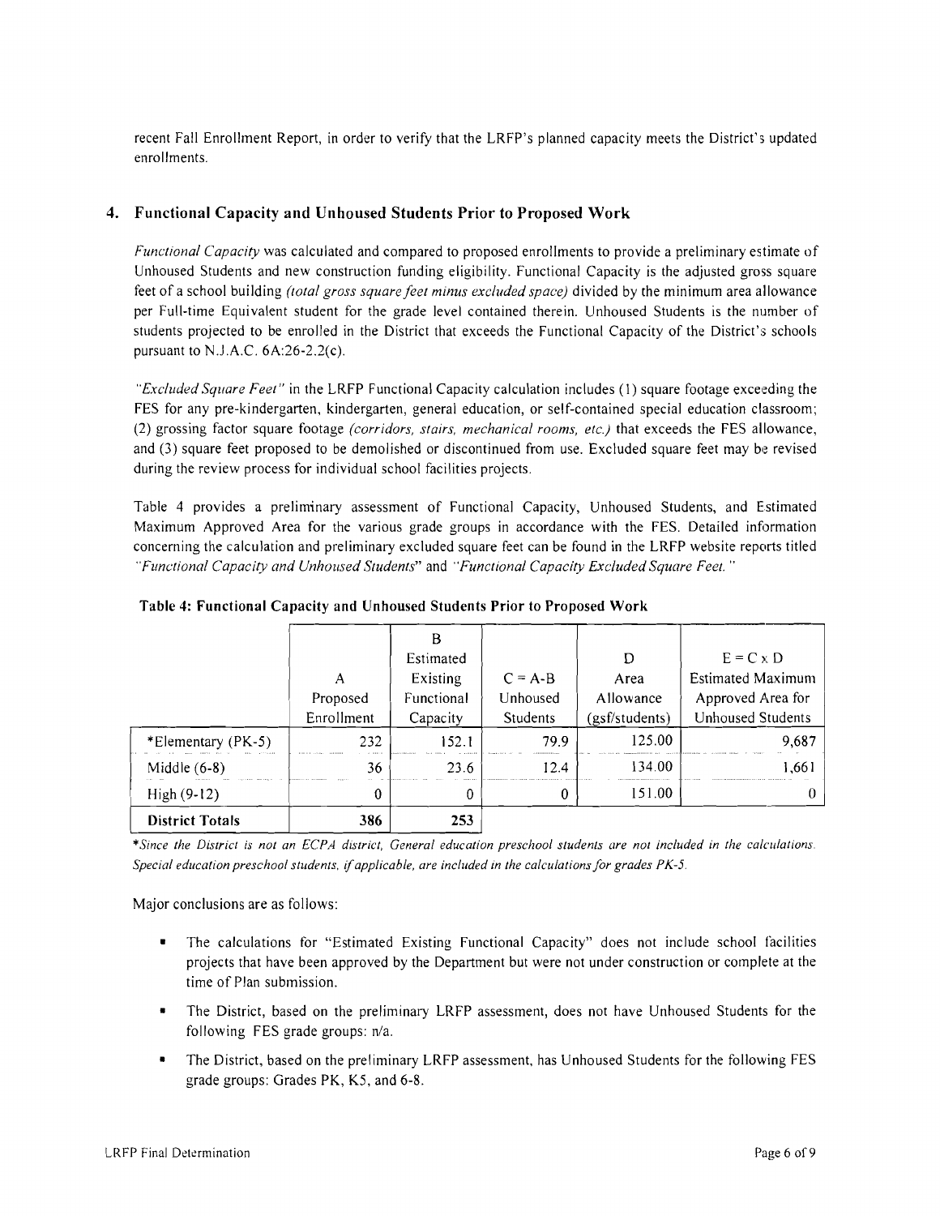recent Fall Enrollment Report, in order to verify that the LRFP's planned capacity meets the District's updated enrollments.

## 4. Functional Capacity and Unhoused Students Prior to Proposed Work

*Functional Capacity* was calculated and compared to proposed enrollments to provide a preliminary estimate of Unhoused Students and new construction funding eligibility. Functional Capacity is the adjusted gross square feet of a school building *(total gross square feet minus excluded space)* divided by the minimum area allowance per Full-time Equivalent student for the grade level contained therein. Unhoused Students is the number of students projected to be enrolled in the District that exceeds the Functional Capacity of the District's schools pursuant to N.J.A.C. 6A:26-2.2(c).

*"Excluded Square Feet"* in the LRFP Functional Capacity calculation includes (1) square footage exceeding the FES for any pre-kindergarten, kindergarten, general education, or self-contained special education classroom; (2) grossing factor square footage *(corridors, stairs, mechanical rooms, etc.)* that exceeds the FES allowance, and (3) square feet proposed to be demolished or discontinued from use. Excluded square feet may be revised during the review process for individual school facilities projects.

Table 4 provides a preliminary assessment of Functional Capacity, Unhoused Students, and Estimated Maximum Approved Area for the various grade groups in accordance with the FES. Detailed information concerning the calculation and preliminary excluded square feet can be found in the LRFP website reports titled *"Functional Capacity and Unhoused Students"* and *"Functional Capacity Excluded Square Feet."*

**Table 4: Functional Capacity and Unhoused Students Prior to Proposed Work**

| | A<br>Proposed Enrollment | B<br>Estimated Existing Functional Capacity | C = A-B<br>Unhoused Students | D<br>Area Allowance (gsf/students) | E = C x D<br>Estimated Maximum Approved Area for Unhoused Students |
|---|---|---|---|---|---|
| *Elementary (PK-5) | 232 | 152.1 | 79.9 | 125.00 | 9,687 |
| Middle (6-8) | 36 | 23.6 | 12.4 | 134.00 | 1,661 |
| High (9-12) | 0 | 0 | 0 | 151.00 | 0 |
| **District Totals** | **386** | **253** | | | |

*\*Since the District is not an ECPA district, General education preschool students are not included in the calculations. Special education preschool students, if applicable, are included in the calculations for grades PK-5.*

Major conclusions are as follows:

- The calculations for "Estimated Existing Functional Capacity" does not include school facilities projects that have been approved by the Department but were not under construction or complete at the time of Plan submission.
- The District, based on the preliminary LRFP assessment, does not have Unhoused Students for the following FES grade groups: n/a.
- The District, based on the preliminary LRFP assessment, has Unhoused Students for the following FES grade groups: Grades PK, K5, and 6-8.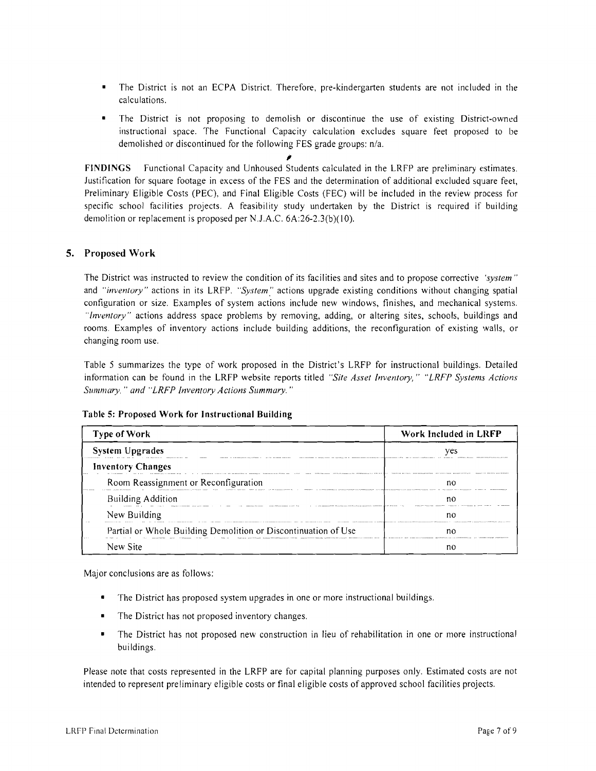- The District is not an ECPA District. Therefore, pre-kindergarten students are not included in the calculations.
- The District is not proposing to demolish or discontinue the use of existing District-owned instructional space. The Functional Capacity calculation excludes square feet proposed to be demolished or discontinued for the following FES grade groups: n/a.

**FINDINGS** Functional Capacity and Unhoused Students calculated in the LRFP are preliminary estimates. Justification for square footage in excess of the FES and the determination of additional excluded square feet, Preliminary Eligible Costs (PEC), and Final Eligible Costs (FEC) will be included in the review process for specific school facilities projects. A feasibility study undertaken by the District is required if building demolition or replacement is proposed per N.J.A.C. 6A:26-2.3(b)(10).

## 5. Proposed Work

The District was instructed to review the condition of its facilities and sites and to propose corrective *"system"* and *"inventory"* actions in its LRFP. *"System"* actions upgrade existing conditions without changing spatial configuration or size. Examples of system actions include new windows, finishes, and mechanical systems. *"Inventory"* actions address space problems by removing, adding, or altering sites, schools, buildings and rooms. Examples of inventory actions include building additions, the reconfiguration of existing walls, or changing room use.

Table 5 summarizes the type of work proposed in the District's LRFP for instructional buildings. Detailed information can be found in the LRFP website reports titled *"Site Asset Inventory," "LRFP Systems Actions Summary," and "LRFP Inventory Actions Summary."*

**Table 5: Proposed Work for Instructional Building**

| Type of Work | Work Included in LRFP |
|---|---|
| **System Upgrades** | yes |
| **Inventory Changes** | |
| Room Reassignment or Reconfiguration | no |
| Building Addition | no |
| New Building | no |
| Partial or Whole Building Demolition or Discontinuation of Use | no |
| New Site | no |

Major conclusions are as follows:

- The District has proposed system upgrades in one or more instructional buildings.
- The District has not proposed inventory changes.
- The District has not proposed new construction in lieu of rehabilitation in one or more instructional buildings.

Please note that costs represented in the LRFP are for capital planning purposes only. Estimated costs are not intended to represent preliminary eligible costs or final eligible costs of approved school facilities projects.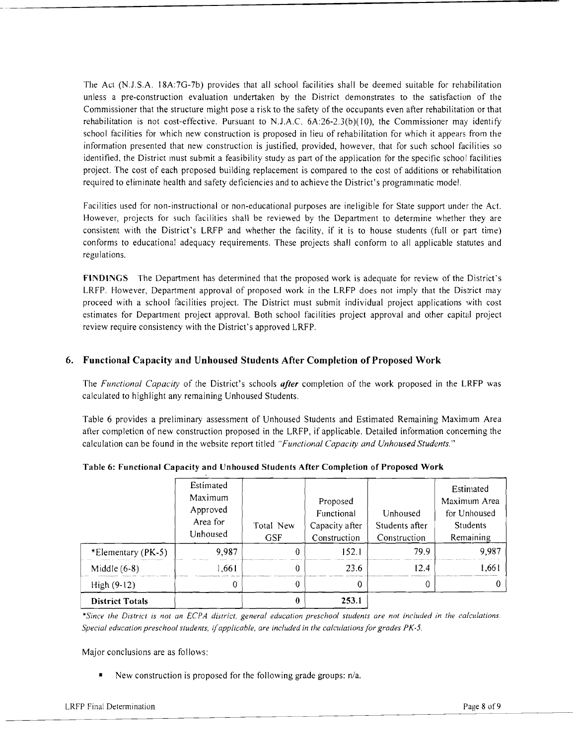The Act (N.J.S.A. 18A:7G-7b) provides that all school facilities shall be deemed suitable for rehabilitation unless a pre-construction evaluation undertaken by the District demonstrates to the satisfaction of the Commissioner that the structure might pose a risk to the safety of the occupants even after rehabilitation or that rehabilitation is not cost-effective. Pursuant to N.J.A.C. 6A:26-2.3(b)(10), the Commissioner may identify school facilities for which new construction is proposed in lieu of rehabilitation for which it appears from the information presented that new construction is justified, provided, however, that for such school facilities so identified, the District must submit a feasibility study as part of the application for the specific school facilities project. The cost of each proposed building replacement is compared to the cost of additions or rehabilitation required to eliminate health and safety deficiencies and to achieve the District's programmatic model.

Facilities used for non-instructional or non-educational purposes are ineligible for State support under the Act. However, projects for such facilities shall be reviewed by the Department to determine whether they are consistent with the District's LRFP and whether the facility, if it is to house students (full or part time) conforms to educational adequacy requirements. These projects shall conform to all applicable statutes and regulations.

**FINDINGS** The Department has determined that the proposed work is adequate for review of the District's LRFP. However, Department approval of proposed work in the LRFP does not imply that the District may proceed with a school facilities project. The District must submit individual project applications with cost estimates for Department project approval. Both school facilities project approval and other capital project review require consistency with the District's approved LRFP.

## 6. Functional Capacity and Unhoused Students After Completion of Proposed Work

The *Functional Capacity* of the District's schools ***after*** completion of the work proposed in the LRFP was calculated to highlight any remaining Unhoused Students.

Table 6 provides a preliminary assessment of Unhoused Students and Estimated Remaining Maximum Area after completion of new construction proposed in the LRFP, if applicable. Detailed information concerning the calculation can be found in the website report titled *"Functional Capacity and Unhoused Students."*

**Table 6: Functional Capacity and Unhoused Students After Completion of Proposed Work**

| | Estimated Maximum Approved Area for Unhoused | Total New GSF | Proposed Functional Capacity after Construction | Unhoused Students after Construction | Estimated Maximum Area for Unhoused Students Remaining |
|---|---|---|---|---|---|
| *Elementary (PK-5) | 9,987 | 0 | 152.1 | 79.9 | 9,987 |
| Middle (6-8) | 1,661 | 0 | 23.6 | 12.4 | 1,661 |
| High (9-12) | 0 | 0 | 0 | 0 | 0 |
| **District Totals** | | **0** | **253.1** | | |

*\*Since the District is not an ECPA district, general education preschool students are not included in the calculations. Special education preschool students, if applicable, are included in the calculations for grades PK-5.*

Major conclusions are as follows:

- New construction is proposed for the following grade groups: n/a.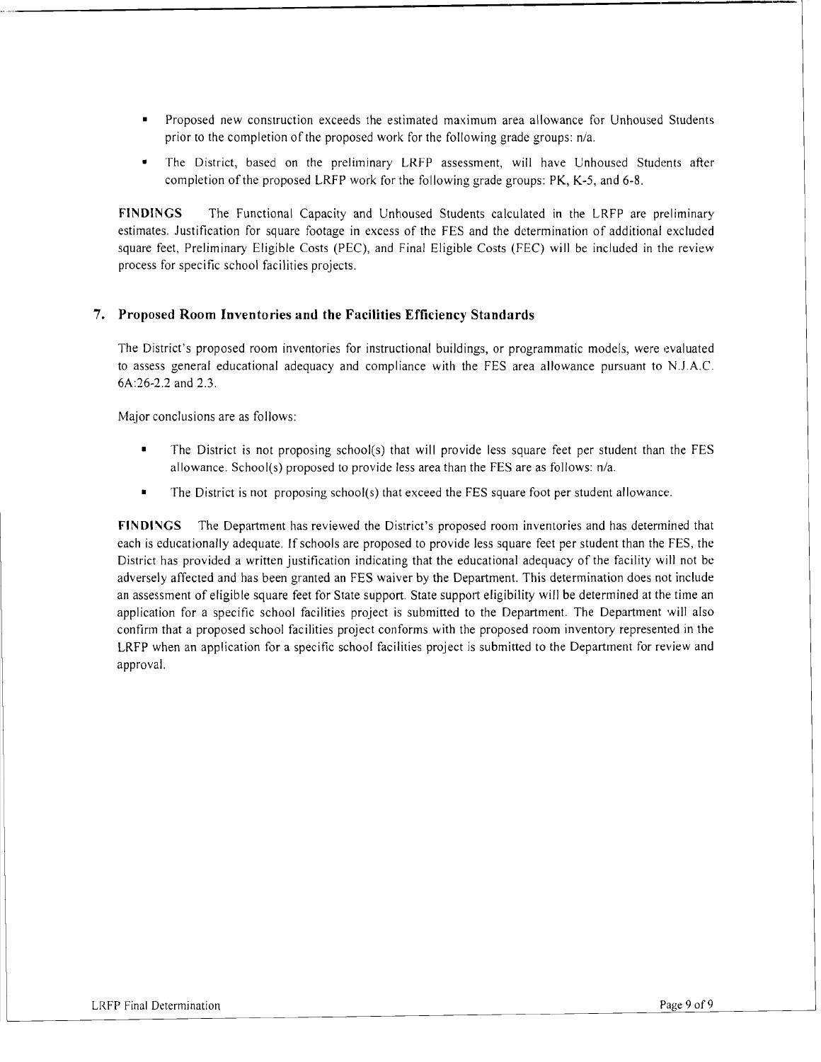- Proposed new construction exceeds the estimated maximum area allowance for Unhoused Students prior to the completion of the proposed work for the following grade groups: n/a.
- The District, based on the preliminary LRFP assessment, will have Unhoused Students after completion of the proposed LRFP work for the following grade groups: PK, K-5, and 6-8.

**FINDINGS** The Functional Capacity and Unhoused Students calculated in the LRFP are preliminary estimates. Justification for square footage in excess of the FES and the determination of additional excluded square feet, Preliminary Eligible Costs (PEC), and Final Eligible Costs (FEC) will be included in the review process for specific school facilities projects.

## 7. Proposed Room Inventories and the Facilities Efficiency Standards

The District's proposed room inventories for instructional buildings, or programmatic models, were evaluated to assess general educational adequacy and compliance with the FES area allowance pursuant to N.J.A.C. 6A:26-2.2 and 2.3.

Major conclusions are as follows:

- The District is not proposing school(s) that will provide less square feet per student than the FES allowance. School(s) proposed to provide less area than the FES are as follows: n/a.
- The District is not proposing school(s) that exceed the FES square foot per student allowance.

**FINDINGS** The Department has reviewed the District's proposed room inventories and has determined that each is educationally adequate. If schools are proposed to provide less square feet per student than the FES, the District has provided a written justification indicating that the educational adequacy of the facility will not be adversely affected and has been granted an FES waiver by the Department. This determination does not include an assessment of eligible square feet for State support. State support eligibility will be determined at the time an application for a specific school facilities project is submitted to the Department. The Department will also confirm that a proposed school facilities project conforms with the proposed room inventory represented in the LRFP when an application for a specific school facilities project is submitted to the Department for review and approval.